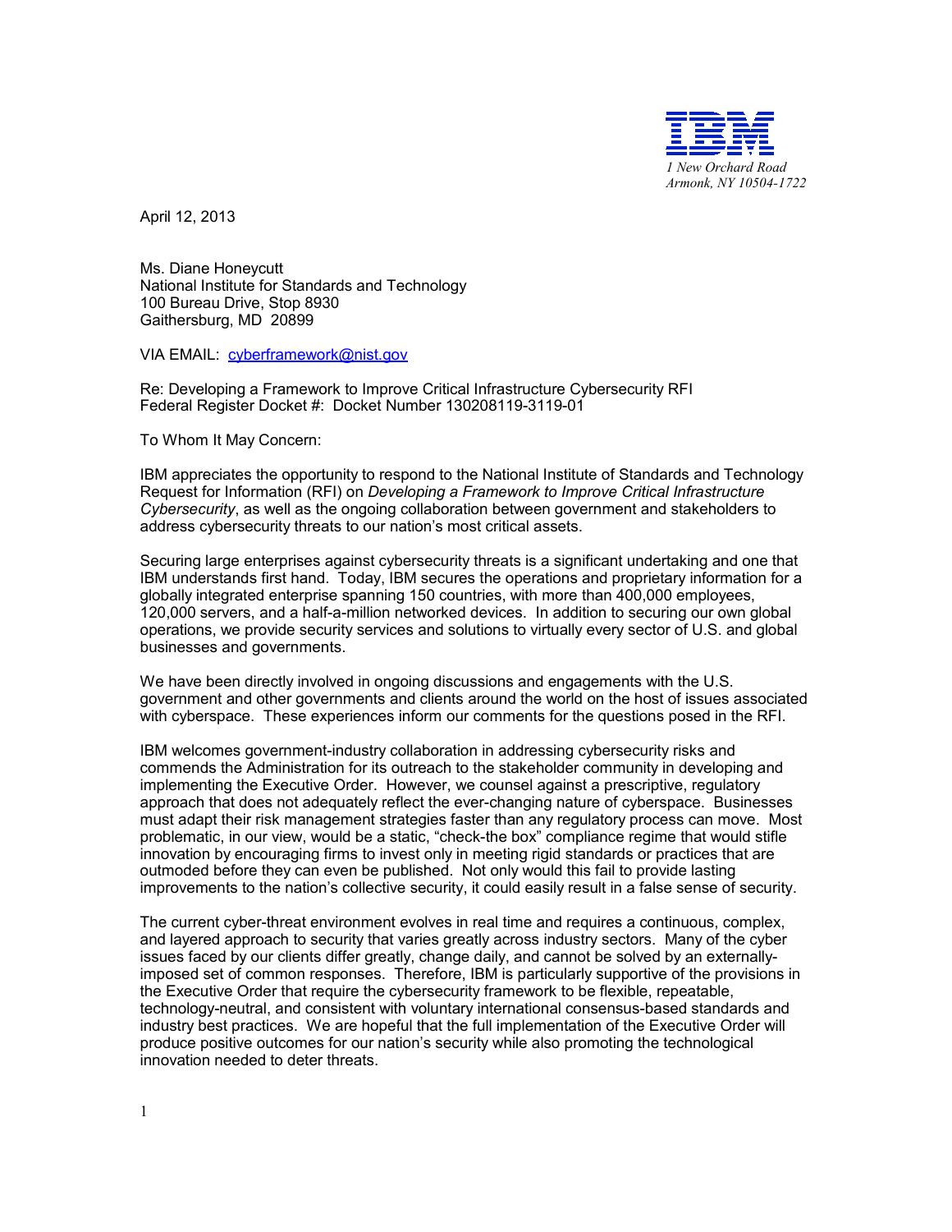IBM

*1 New Orchard Road*
*Armonk, NY 10504-1722*

April 12, 2013

Ms. Diane Honeycutt
National Institute for Standards and Technology
100 Bureau Drive, Stop 8930
Gaithersburg, MD 20899

VIA EMAIL: cyberframework@nist.gov

Re: Developing a Framework to Improve Critical Infrastructure Cybersecurity RFI
Federal Register Docket #: Docket Number 130208119-3119-01

To Whom It May Concern:

IBM appreciates the opportunity to respond to the National Institute of Standards and Technology Request for Information (RFI) on *Developing a Framework to Improve Critical Infrastructure Cybersecurity*, as well as the ongoing collaboration between government and stakeholders to address cybersecurity threats to our nation's most critical assets.

Securing large enterprises against cybersecurity threats is a significant undertaking and one that IBM understands first hand. Today, IBM secures the operations and proprietary information for a globally integrated enterprise spanning 150 countries, with more than 400,000 employees, 120,000 servers, and a half-a-million networked devices. In addition to securing our own global operations, we provide security services and solutions to virtually every sector of U.S. and global businesses and governments.

We have been directly involved in ongoing discussions and engagements with the U.S. government and other governments and clients around the world on the host of issues associated with cyberspace. These experiences inform our comments for the questions posed in the RFI.

IBM welcomes government-industry collaboration in addressing cybersecurity risks and commends the Administration for its outreach to the stakeholder community in developing and implementing the Executive Order. However, we counsel against a prescriptive, regulatory approach that does not adequately reflect the ever-changing nature of cyberspace. Businesses must adapt their risk management strategies faster than any regulatory process can move. Most problematic, in our view, would be a static, "check-the box" compliance regime that would stifle innovation by encouraging firms to invest only in meeting rigid standards or practices that are outmoded before they can even be published. Not only would this fail to provide lasting improvements to the nation's collective security, it could easily result in a false sense of security.

The current cyber-threat environment evolves in real time and requires a continuous, complex, and layered approach to security that varies greatly across industry sectors. Many of the cyber issues faced by our clients differ greatly, change daily, and cannot be solved by an externally-imposed set of common responses. Therefore, IBM is particularly supportive of the provisions in the Executive Order that require the cybersecurity framework to be flexible, repeatable, technology-neutral, and consistent with voluntary international consensus-based standards and industry best practices. We are hopeful that the full implementation of the Executive Order will produce positive outcomes for our nation's security while also promoting the technological innovation needed to deter threats.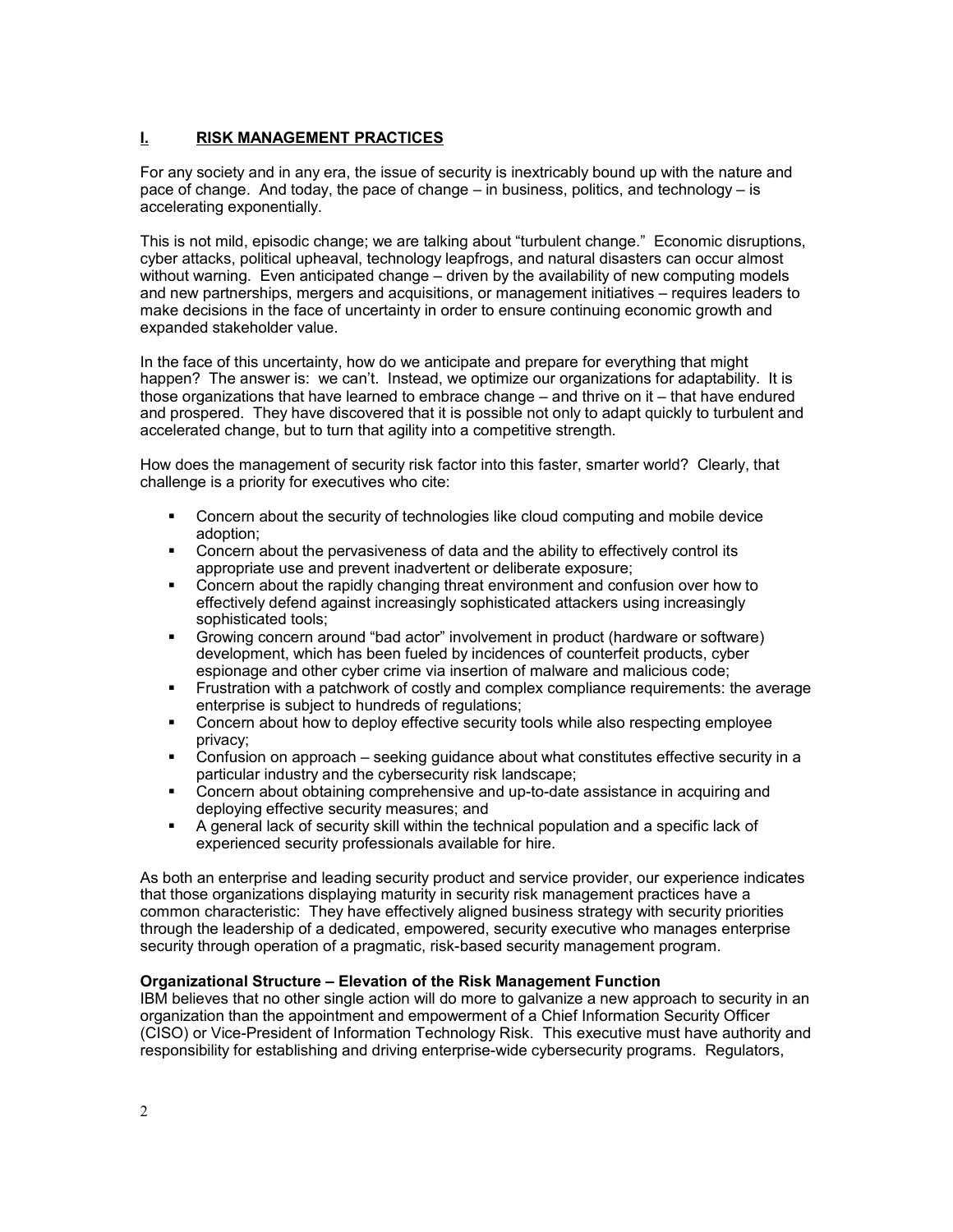## I. RISK MANAGEMENT PRACTICES

For any society and in any era, the issue of security is inextricably bound up with the nature and pace of change. And today, the pace of change – in business, politics, and technology – is accelerating exponentially.

This is not mild, episodic change; we are talking about "turbulent change." Economic disruptions, cyber attacks, political upheaval, technology leapfrogs, and natural disasters can occur almost without warning. Even anticipated change – driven by the availability of new computing models and new partnerships, mergers and acquisitions, or management initiatives – requires leaders to make decisions in the face of uncertainty in order to ensure continuing economic growth and expanded stakeholder value.

In the face of this uncertainty, how do we anticipate and prepare for everything that might happen? The answer is: we can't. Instead, we optimize our organizations for adaptability. It is those organizations that have learned to embrace change – and thrive on it – that have endured and prospered. They have discovered that it is possible not only to adapt quickly to turbulent and accelerated change, but to turn that agility into a competitive strength.

How does the management of security risk factor into this faster, smarter world? Clearly, that challenge is a priority for executives who cite:

- Concern about the security of technologies like cloud computing and mobile device adoption;
- Concern about the pervasiveness of data and the ability to effectively control its appropriate use and prevent inadvertent or deliberate exposure;
- Concern about the rapidly changing threat environment and confusion over how to effectively defend against increasingly sophisticated attackers using increasingly sophisticated tools;
- Growing concern around "bad actor" involvement in product (hardware or software) development, which has been fueled by incidences of counterfeit products, cyber espionage and other cyber crime via insertion of malware and malicious code;
- Frustration with a patchwork of costly and complex compliance requirements: the average enterprise is subject to hundreds of regulations;
- Concern about how to deploy effective security tools while also respecting employee privacy;
- Confusion on approach – seeking guidance about what constitutes effective security in a particular industry and the cybersecurity risk landscape;
- Concern about obtaining comprehensive and up-to-date assistance in acquiring and deploying effective security measures; and
- A general lack of security skill within the technical population and a specific lack of experienced security professionals available for hire.

As both an enterprise and leading security product and service provider, our experience indicates that those organizations displaying maturity in security risk management practices have a common characteristic: They have effectively aligned business strategy with security priorities through the leadership of a dedicated, empowered, security executive who manages enterprise security through operation of a pragmatic, risk-based security management program.

**Organizational Structure – Elevation of the Risk Management Function**
IBM believes that no other single action will do more to galvanize a new approach to security in an organization than the appointment and empowerment of a Chief Information Security Officer (CISO) or Vice-President of Information Technology Risk. This executive must have authority and responsibility for establishing and driving enterprise-wide cybersecurity programs. Regulators,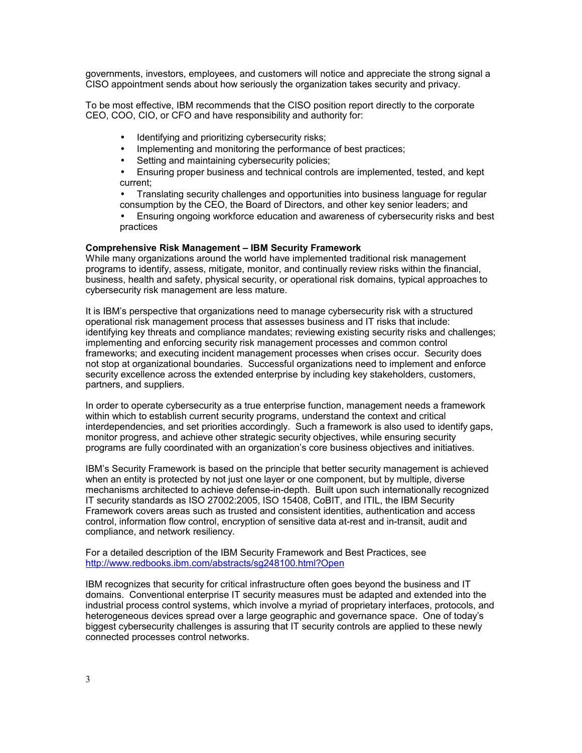governments, investors, employees, and customers will notice and appreciate the strong signal a CISO appointment sends about how seriously the organization takes security and privacy.

To be most effective, IBM recommends that the CISO position report directly to the corporate CEO, COO, CIO, or CFO and have responsibility and authority for:

- Identifying and prioritizing cybersecurity risks;
- Implementing and monitoring the performance of best practices;
- Setting and maintaining cybersecurity policies;
- Ensuring proper business and technical controls are implemented, tested, and kept current;
- Translating security challenges and opportunities into business language for regular consumption by the CEO, the Board of Directors, and other key senior leaders; and
- Ensuring ongoing workforce education and awareness of cybersecurity risks and best practices

**Comprehensive Risk Management – IBM Security Framework**

While many organizations around the world have implemented traditional risk management programs to identify, assess, mitigate, monitor, and continually review risks within the financial, business, health and safety, physical security, or operational risk domains, typical approaches to cybersecurity risk management are less mature.

It is IBM's perspective that organizations need to manage cybersecurity risk with a structured operational risk management process that assesses business and IT risks that include: identifying key threats and compliance mandates; reviewing existing security risks and challenges; implementing and enforcing security risk management processes and common control frameworks; and executing incident management processes when crises occur. Security does not stop at organizational boundaries. Successful organizations need to implement and enforce security excellence across the extended enterprise by including key stakeholders, customers, partners, and suppliers.

In order to operate cybersecurity as a true enterprise function, management needs a framework within which to establish current security programs, understand the context and critical interdependencies, and set priorities accordingly. Such a framework is also used to identify gaps, monitor progress, and achieve other strategic security objectives, while ensuring security programs are fully coordinated with an organization's core business objectives and initiatives.

IBM's Security Framework is based on the principle that better security management is achieved when an entity is protected by not just one layer or one component, but by multiple, diverse mechanisms architected to achieve defense-in-depth. Built upon such internationally recognized IT security standards as ISO 27002:2005, ISO 15408, CoBIT, and ITIL, the IBM Security Framework covers areas such as trusted and consistent identities, authentication and access control, information flow control, encryption of sensitive data at-rest and in-transit, audit and compliance, and network resiliency.

For a detailed description of the IBM Security Framework and Best Practices, see http://www.redbooks.ibm.com/abstracts/sg248100.html?Open

IBM recognizes that security for critical infrastructure often goes beyond the business and IT domains. Conventional enterprise IT security measures must be adapted and extended into the industrial process control systems, which involve a myriad of proprietary interfaces, protocols, and heterogeneous devices spread over a large geographic and governance space. One of today's biggest cybersecurity challenges is assuring that IT security controls are applied to these newly connected processes control networks.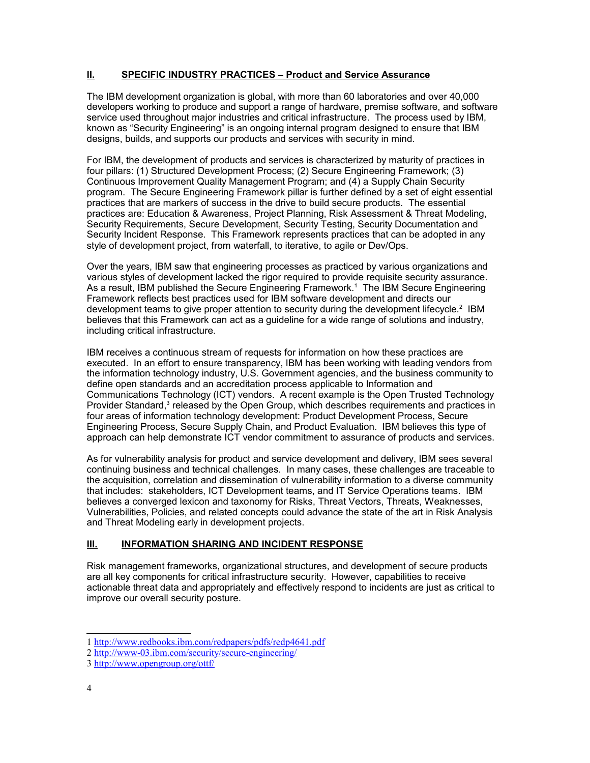## II. SPECIFIC INDUSTRY PRACTICES – Product and Service Assurance

The IBM development organization is global, with more than 60 laboratories and over 40,000 developers working to produce and support a range of hardware, premise software, and software service used throughout major industries and critical infrastructure. The process used by IBM, known as "Security Engineering" is an ongoing internal program designed to ensure that IBM designs, builds, and supports our products and services with security in mind.

For IBM, the development of products and services is characterized by maturity of practices in four pillars: (1) Structured Development Process; (2) Secure Engineering Framework; (3) Continuous Improvement Quality Management Program; and (4) a Supply Chain Security program. The Secure Engineering Framework pillar is further defined by a set of eight essential practices that are markers of success in the drive to build secure products. The essential practices are: Education & Awareness, Project Planning, Risk Assessment & Threat Modeling, Security Requirements, Secure Development, Security Testing, Security Documentation and Security Incident Response. This Framework represents practices that can be adopted in any style of development project, from waterfall, to iterative, to agile or Dev/Ops.

Over the years, IBM saw that engineering processes as practiced by various organizations and various styles of development lacked the rigor required to provide requisite security assurance. As a result, IBM published the Secure Engineering Framework.[1] The IBM Secure Engineering Framework reflects best practices used for IBM software development and directs our development teams to give proper attention to security during the development lifecycle.[2] IBM believes that this Framework can act as a guideline for a wide range of solutions and industry, including critical infrastructure.

IBM receives a continuous stream of requests for information on how these practices are executed. In an effort to ensure transparency, IBM has been working with leading vendors from the information technology industry, U.S. Government agencies, and the business community to define open standards and an accreditation process applicable to Information and Communications Technology (ICT) vendors. A recent example is the Open Trusted Technology Provider Standard,[3] released by the Open Group, which describes requirements and practices in four areas of information technology development: Product Development Process, Secure Engineering Process, Secure Supply Chain, and Product Evaluation. IBM believes this type of approach can help demonstrate ICT vendor commitment to assurance of products and services.

As for vulnerability analysis for product and service development and delivery, IBM sees several continuing business and technical challenges. In many cases, these challenges are traceable to the acquisition, correlation and dissemination of vulnerability information to a diverse community that includes: stakeholders, ICT Development teams, and IT Service Operations teams. IBM believes a converged lexicon and taxonomy for Risks, Threat Vectors, Threats, Weaknesses, Vulnerabilities, Policies, and related concepts could advance the state of the art in Risk Analysis and Threat Modeling early in development projects.

## III. INFORMATION SHARING AND INCIDENT RESPONSE

Risk management frameworks, organizational structures, and development of secure products are all key components for critical infrastructure security. However, capabilities to receive actionable threat data and appropriately and effectively respond to incidents are just as critical to improve our overall security posture.

---

1 http://www.redbooks.ibm.com/redpapers/pdfs/redp4641.pdf
2 http://www-03.ibm.com/security/secure-engineering/
3 http://www.opengroup.org/ottf/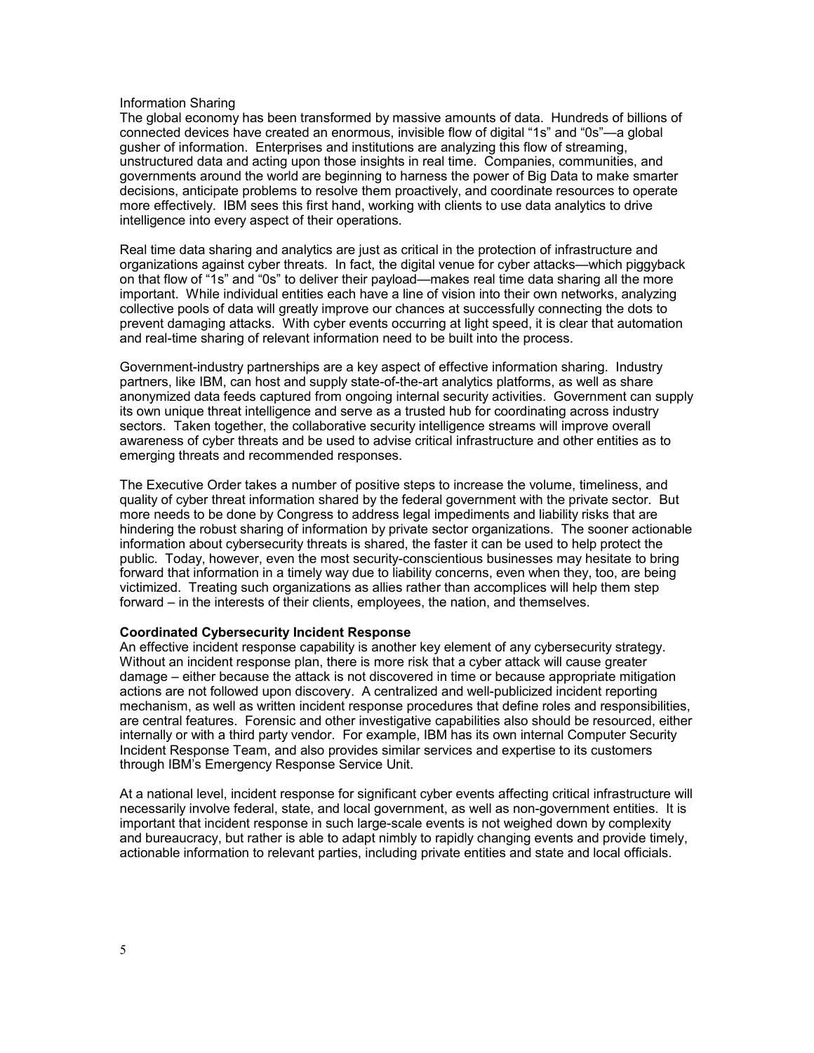Information Sharing

The global economy has been transformed by massive amounts of data. Hundreds of billions of connected devices have created an enormous, invisible flow of digital "1s" and "0s"—a global gusher of information. Enterprises and institutions are analyzing this flow of streaming, unstructured data and acting upon those insights in real time. Companies, communities, and governments around the world are beginning to harness the power of Big Data to make smarter decisions, anticipate problems to resolve them proactively, and coordinate resources to operate more effectively. IBM sees this first hand, working with clients to use data analytics to drive intelligence into every aspect of their operations.

Real time data sharing and analytics are just as critical in the protection of infrastructure and organizations against cyber threats. In fact, the digital venue for cyber attacks—which piggyback on that flow of "1s" and "0s" to deliver their payload—makes real time data sharing all the more important. While individual entities each have a line of vision into their own networks, analyzing collective pools of data will greatly improve our chances at successfully connecting the dots to prevent damaging attacks. With cyber events occurring at light speed, it is clear that automation and real-time sharing of relevant information need to be built into the process.

Government-industry partnerships are a key aspect of effective information sharing. Industry partners, like IBM, can host and supply state-of-the-art analytics platforms, as well as share anonymized data feeds captured from ongoing internal security activities. Government can supply its own unique threat intelligence and serve as a trusted hub for coordinating across industry sectors. Taken together, the collaborative security intelligence streams will improve overall awareness of cyber threats and be used to advise critical infrastructure and other entities as to emerging threats and recommended responses.

The Executive Order takes a number of positive steps to increase the volume, timeliness, and quality of cyber threat information shared by the federal government with the private sector. But more needs to be done by Congress to address legal impediments and liability risks that are hindering the robust sharing of information by private sector organizations. The sooner actionable information about cybersecurity threats is shared, the faster it can be used to help protect the public. Today, however, even the most security-conscientious businesses may hesitate to bring forward that information in a timely way due to liability concerns, even when they, too, are being victimized. Treating such organizations as allies rather than accomplices will help them step forward – in the interests of their clients, employees, the nation, and themselves.

**Coordinated Cybersecurity Incident Response**

An effective incident response capability is another key element of any cybersecurity strategy. Without an incident response plan, there is more risk that a cyber attack will cause greater damage – either because the attack is not discovered in time or because appropriate mitigation actions are not followed upon discovery. A centralized and well-publicized incident reporting mechanism, as well as written incident response procedures that define roles and responsibilities, are central features. Forensic and other investigative capabilities also should be resourced, either internally or with a third party vendor. For example, IBM has its own internal Computer Security Incident Response Team, and also provides similar services and expertise to its customers through IBM's Emergency Response Service Unit.

At a national level, incident response for significant cyber events affecting critical infrastructure will necessarily involve federal, state, and local government, as well as non-government entities. It is important that incident response in such large-scale events is not weighed down by complexity and bureaucracy, but rather is able to adapt nimbly to rapidly changing events and provide timely, actionable information to relevant parties, including private entities and state and local officials.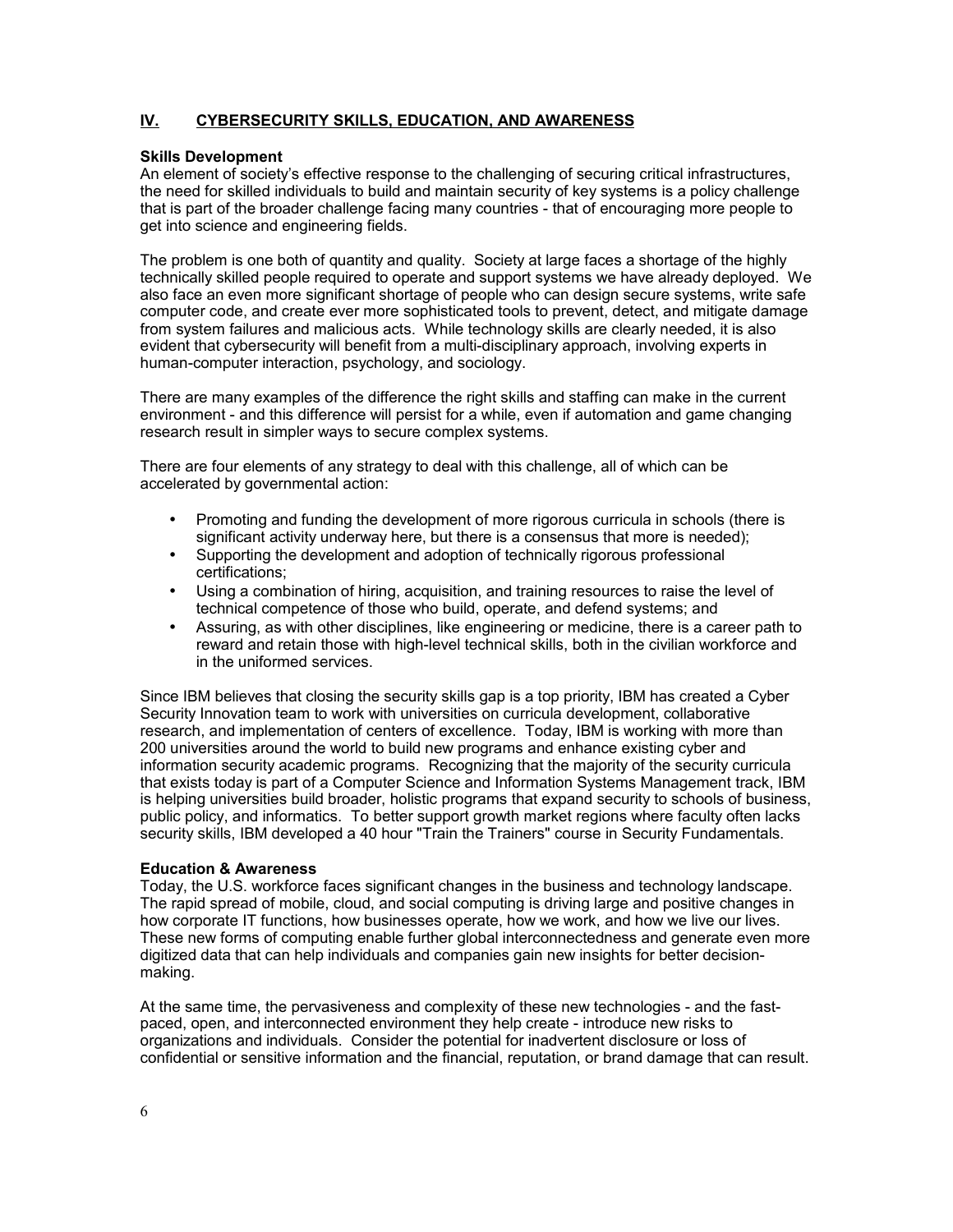## IV. CYBERSECURITY SKILLS, EDUCATION, AND AWARENESS

### Skills Development

An element of society's effective response to the challenging of securing critical infrastructures, the need for skilled individuals to build and maintain security of key systems is a policy challenge that is part of the broader challenge facing many countries - that of encouraging more people to get into science and engineering fields.

The problem is one both of quantity and quality. Society at large faces a shortage of the highly technically skilled people required to operate and support systems we have already deployed. We also face an even more significant shortage of people who can design secure systems, write safe computer code, and create ever more sophisticated tools to prevent, detect, and mitigate damage from system failures and malicious acts. While technology skills are clearly needed, it is also evident that cybersecurity will benefit from a multi-disciplinary approach, involving experts in human-computer interaction, psychology, and sociology.

There are many examples of the difference the right skills and staffing can make in the current environment - and this difference will persist for a while, even if automation and game changing research result in simpler ways to secure complex systems.

There are four elements of any strategy to deal with this challenge, all of which can be accelerated by governmental action:

- Promoting and funding the development of more rigorous curricula in schools (there is significant activity underway here, but there is a consensus that more is needed);
- Supporting the development and adoption of technically rigorous professional certifications;
- Using a combination of hiring, acquisition, and training resources to raise the level of technical competence of those who build, operate, and defend systems; and
- Assuring, as with other disciplines, like engineering or medicine, there is a career path to reward and retain those with high-level technical skills, both in the civilian workforce and in the uniformed services.

Since IBM believes that closing the security skills gap is a top priority, IBM has created a Cyber Security Innovation team to work with universities on curricula development, collaborative research, and implementation of centers of excellence. Today, IBM is working with more than 200 universities around the world to build new programs and enhance existing cyber and information security academic programs. Recognizing that the majority of the security curricula that exists today is part of a Computer Science and Information Systems Management track, IBM is helping universities build broader, holistic programs that expand security to schools of business, public policy, and informatics. To better support growth market regions where faculty often lacks security skills, IBM developed a 40 hour "Train the Trainers" course in Security Fundamentals.

### Education & Awareness

Today, the U.S. workforce faces significant changes in the business and technology landscape. The rapid spread of mobile, cloud, and social computing is driving large and positive changes in how corporate IT functions, how businesses operate, how we work, and how we live our lives. These new forms of computing enable further global interconnectedness and generate even more digitized data that can help individuals and companies gain new insights for better decision-making.

At the same time, the pervasiveness and complexity of these new technologies - and the fast-paced, open, and interconnected environment they help create - introduce new risks to organizations and individuals. Consider the potential for inadvertent disclosure or loss of confidential or sensitive information and the financial, reputation, or brand damage that can result.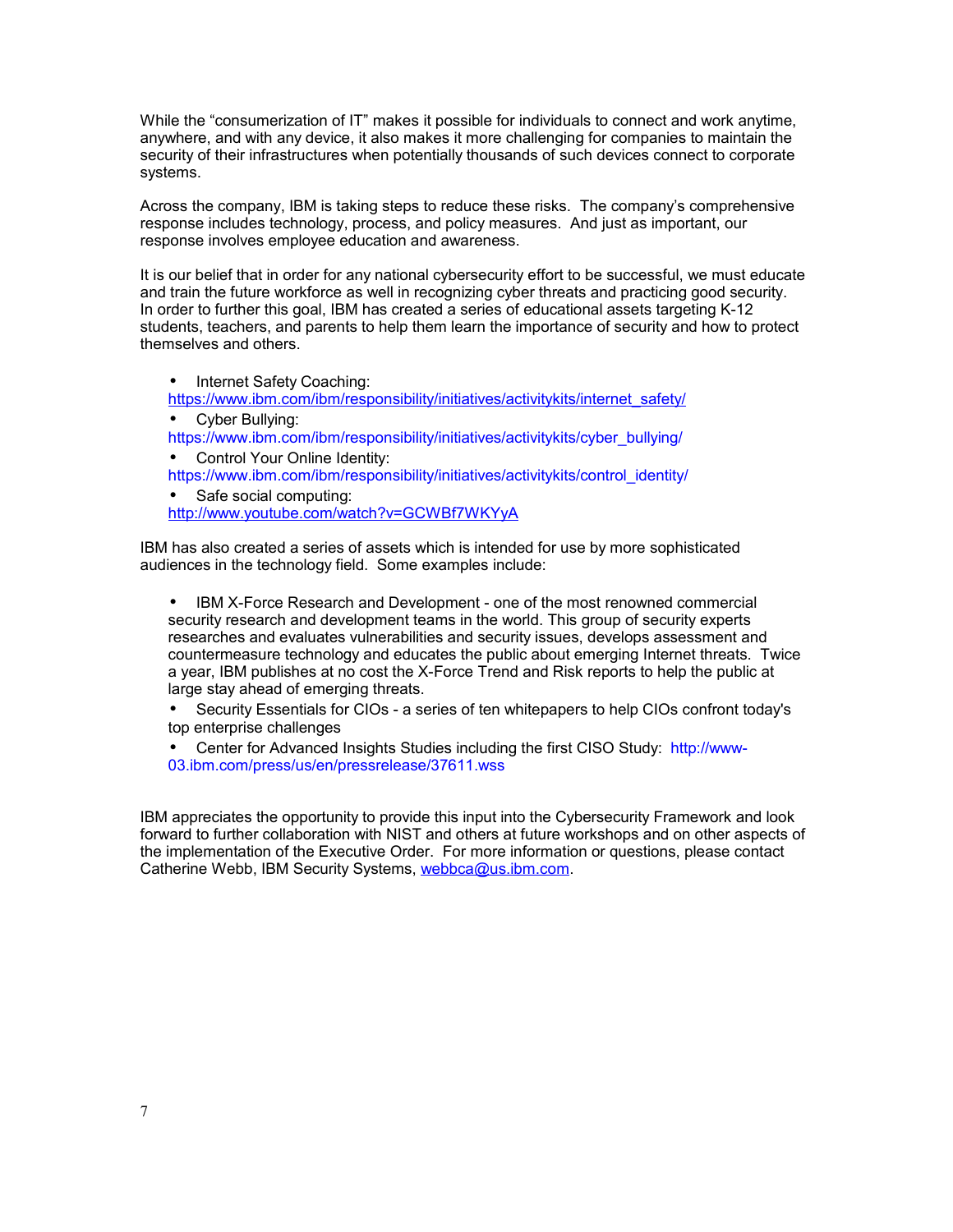While the "consumerization of IT" makes it possible for individuals to connect and work anytime, anywhere, and with any device, it also makes it more challenging for companies to maintain the security of their infrastructures when potentially thousands of such devices connect to corporate systems.

Across the company, IBM is taking steps to reduce these risks. The company's comprehensive response includes technology, process, and policy measures. And just as important, our response involves employee education and awareness.

It is our belief that in order for any national cybersecurity effort to be successful, we must educate and train the future workforce as well in recognizing cyber threats and practicing good security. In order to further this goal, IBM has created a series of educational assets targeting K-12 students, teachers, and parents to help them learn the importance of security and how to protect themselves and others.

- Internet Safety Coaching: https://www.ibm.com/ibm/responsibility/initiatives/activitykits/internet_safety/
- Cyber Bullying: https://www.ibm.com/ibm/responsibility/initiatives/activitykits/cyber_bullying/
- Control Your Online Identity: https://www.ibm.com/ibm/responsibility/initiatives/activitykits/control_identity/
- Safe social computing: http://www.youtube.com/watch?v=GCWBf7WKYyA

IBM has also created a series of assets which is intended for use by more sophisticated audiences in the technology field. Some examples include:

- IBM X-Force Research and Development - one of the most renowned commercial security research and development teams in the world. This group of security experts researches and evaluates vulnerabilities and security issues, develops assessment and countermeasure technology and educates the public about emerging Internet threats. Twice a year, IBM publishes at no cost the X-Force Trend and Risk reports to help the public at large stay ahead of emerging threats.
- Security Essentials for CIOs - a series of ten whitepapers to help CIOs confront today's top enterprise challenges
- Center for Advanced Insights Studies including the first CISO Study: http://www-03.ibm.com/press/us/en/pressrelease/37611.wss

IBM appreciates the opportunity to provide this input into the Cybersecurity Framework and look forward to further collaboration with NIST and others at future workshops and on other aspects of the implementation of the Executive Order. For more information or questions, please contact Catherine Webb, IBM Security Systems, webbca@us.ibm.com.